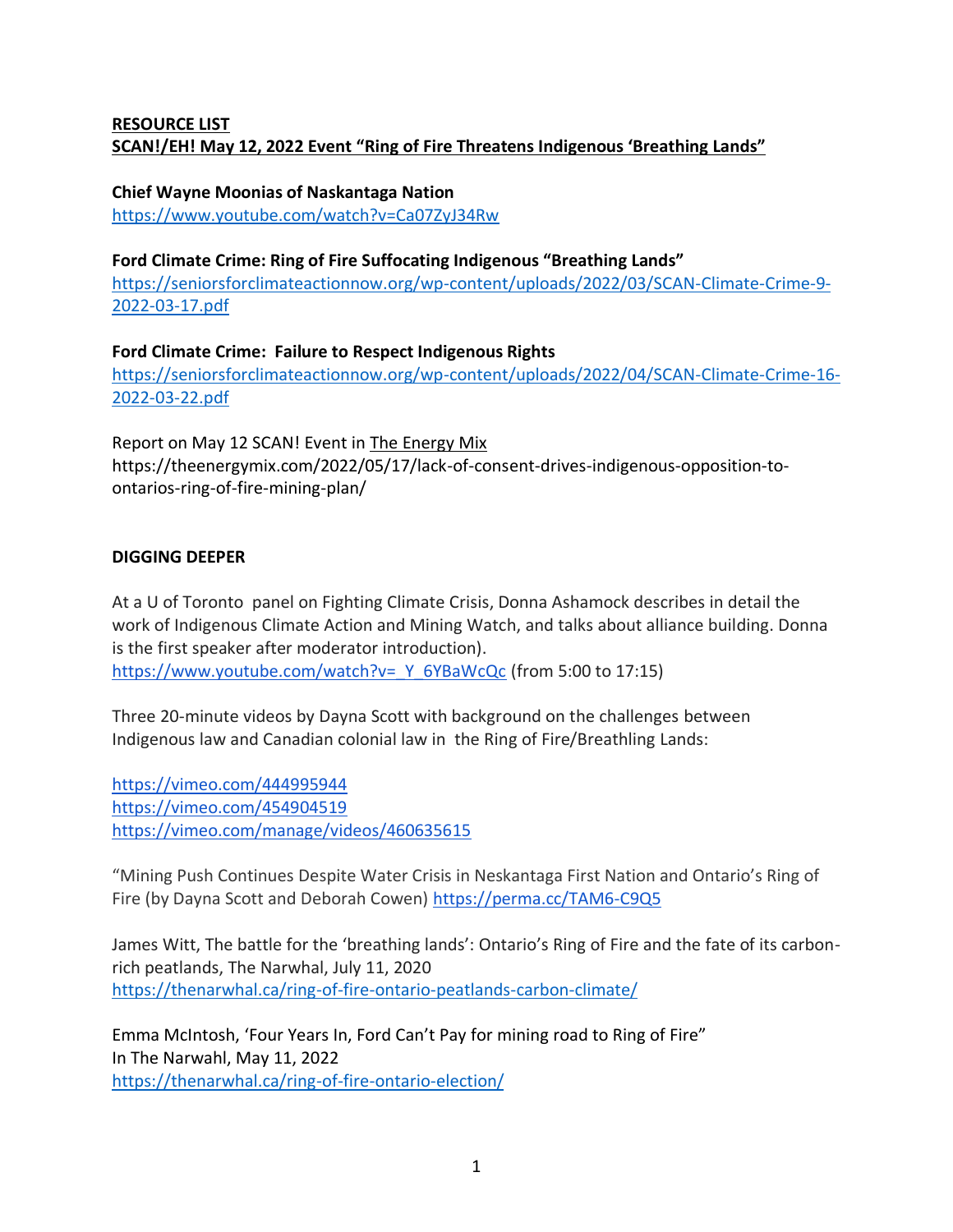**RESOURCE LIST**
**SCAN!/EH! May 12, 2022 Event "Ring of Fire Threatens Indigenous 'Breathing Lands"**

**Chief Wayne Moonias of Naskantaga Nation**
https://www.youtube.com/watch?v=Ca07ZyJ34Rw

**Ford Climate Crime: Ring of Fire Suffocating Indigenous "Breathing Lands"**
https://seniorsforclimateactionnow.org/wp-content/uploads/2022/03/SCAN-Climate-Crime-9-2022-03-17.pdf

**Ford Climate Crime: Failure to Respect Indigenous Rights**
https://seniorsforclimateactionnow.org/wp-content/uploads/2022/04/SCAN-Climate-Crime-16-2022-03-22.pdf

Report on May 12 SCAN! Event in The Energy Mix
https://theenergymix.com/2022/05/17/lack-of-consent-drives-indigenous-opposition-to-ontarios-ring-of-fire-mining-plan/

**DIGGING DEEPER**

At a U of Toronto panel on Fighting Climate Crisis, Donna Ashamock describes in detail the work of Indigenous Climate Action and Mining Watch, and talks about alliance building. Donna is the first speaker after moderator introduction).
https://www.youtube.com/watch?v=_Y_6YBaWcQc (from 5:00 to 17:15)

Three 20-minute videos by Dayna Scott with background on the challenges between Indigenous law and Canadian colonial law in the Ring of Fire/Breathling Lands:

https://vimeo.com/444995944
https://vimeo.com/454904519
https://vimeo.com/manage/videos/460635615

"Mining Push Continues Despite Water Crisis in Neskantaga First Nation and Ontario's Ring of Fire (by Dayna Scott and Deborah Cowen) https://perma.cc/TAM6-C9Q5

James Witt, The battle for the 'breathing lands': Ontario's Ring of Fire and the fate of its carbon-rich peatlands, The Narwhal, July 11, 2020
https://thenarwhal.ca/ring-of-fire-ontario-peatlands-carbon-climate/

Emma McIntosh, 'Four Years In, Ford Can't Pay for mining road to Ring of Fire"
In The Narwahl, May 11, 2022
https://thenarwhal.ca/ring-of-fire-ontario-election/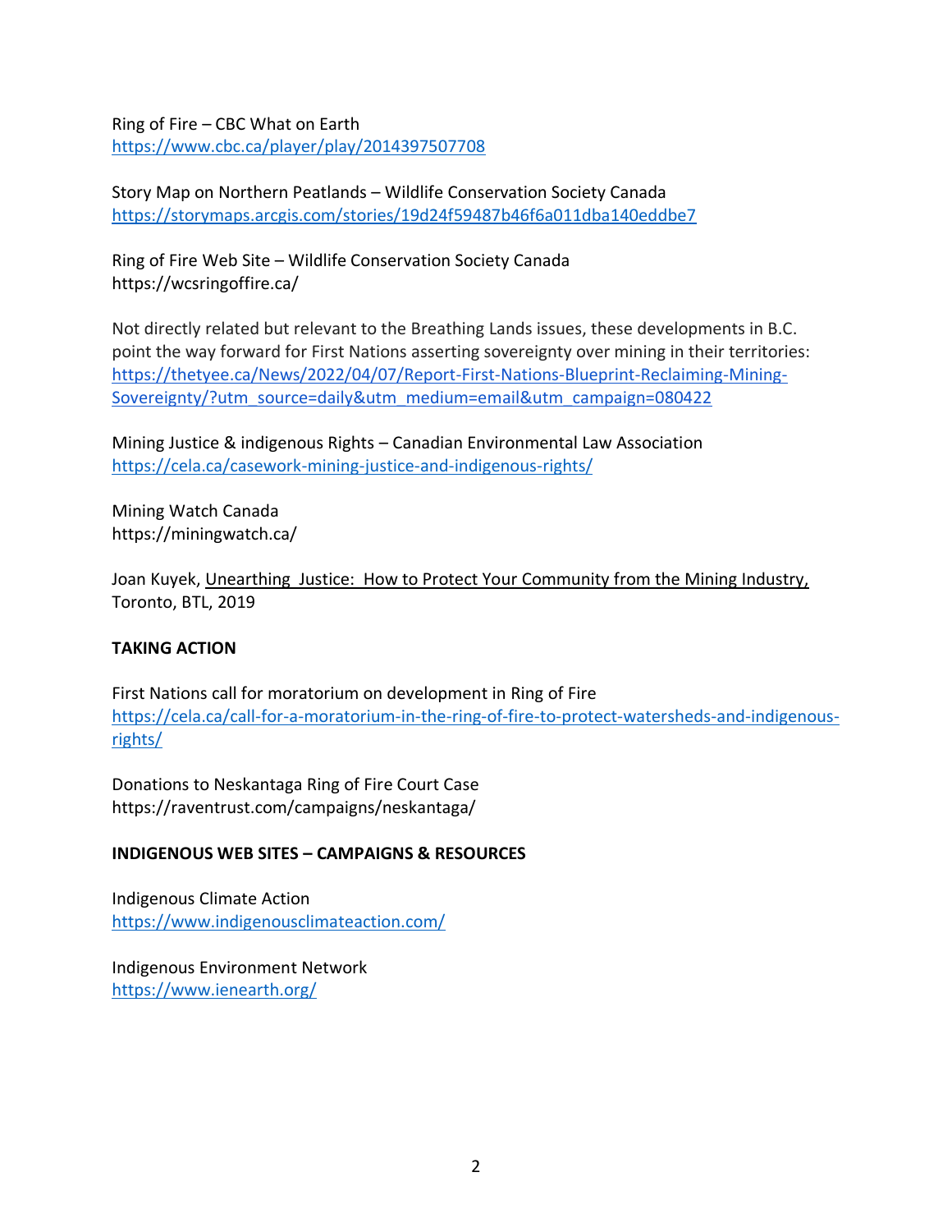Ring of Fire – CBC What on Earth
https://www.cbc.ca/player/play/2014397507708

Story Map on Northern Peatlands – Wildlife Conservation Society Canada
https://storymaps.arcgis.com/stories/19d24f59487b46f6a011dba140eddbe7

Ring of Fire Web Site – Wildlife Conservation Society Canada
https://wcsringoffire.ca/

Not directly related but relevant to the Breathing Lands issues, these developments in B.C. point the way forward for First Nations asserting sovereignty over mining in their territories:
https://thetyee.ca/News/2022/04/07/Report-First-Nations-Blueprint-Reclaiming-Mining-Sovereignty/?utm_source=daily&utm_medium=email&utm_campaign=080422

Mining Justice & indigenous Rights – Canadian Environmental Law Association
https://cela.ca/casework-mining-justice-and-indigenous-rights/

Mining Watch Canada
https://miningwatch.ca/

Joan Kuyek, Unearthing Justice: How to Protect Your Community from the Mining Industry, Toronto, BTL, 2019

**TAKING ACTION**

First Nations call for moratorium on development in Ring of Fire
https://cela.ca/call-for-a-moratorium-in-the-ring-of-fire-to-protect-watersheds-and-indigenous-rights/

Donations to Neskantaga Ring of Fire Court Case
https://raventrust.com/campaigns/neskantaga/

**INDIGENOUS WEB SITES – CAMPAIGNS & RESOURCES**

Indigenous Climate Action
https://www.indigenousclimateaction.com/

Indigenous Environment Network
https://www.ienearth.org/